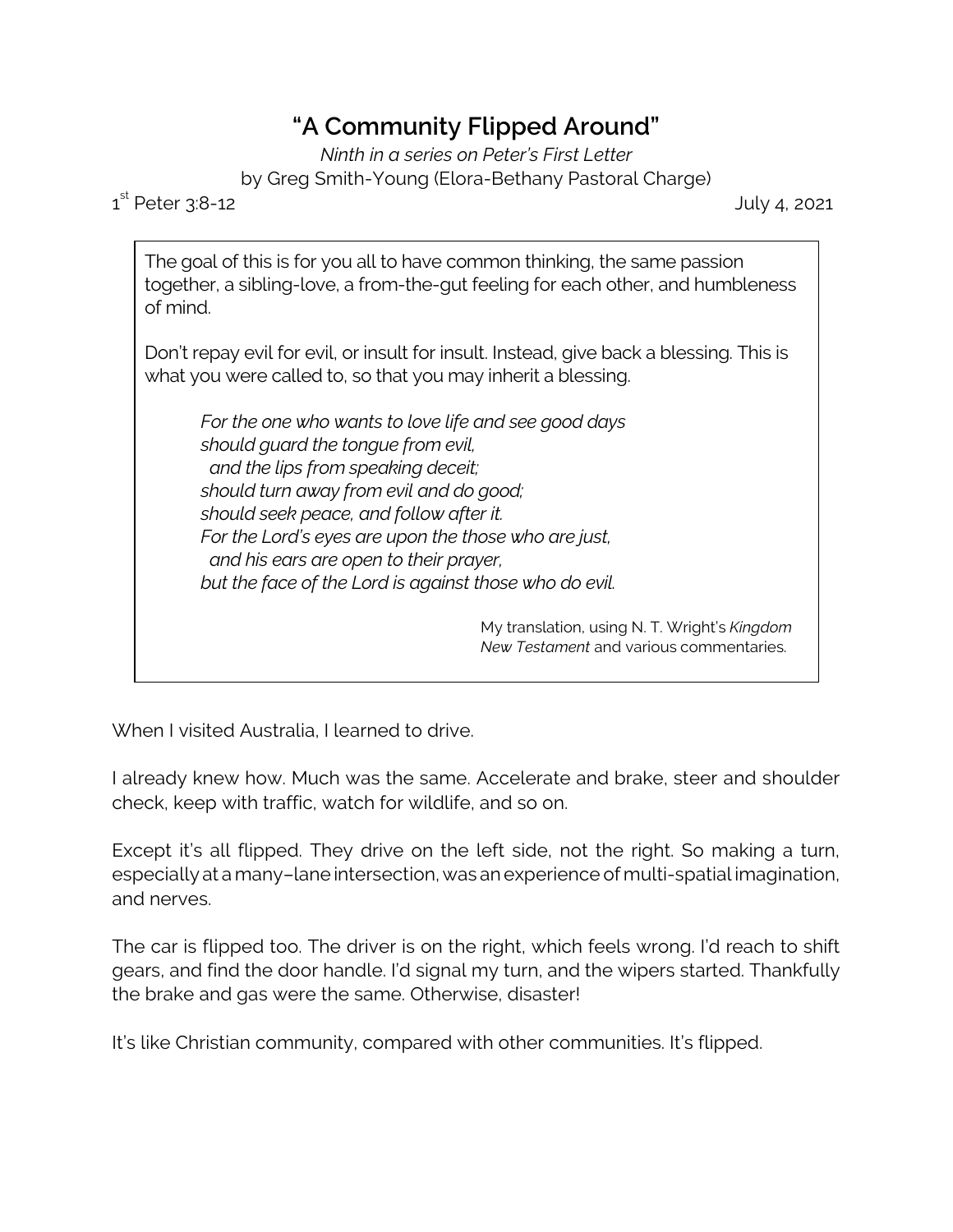# "A Community Flipped Around"

*Ninth in a series on Peter's First Letter*

by Greg Smith-Young (Elora-Bethany Pastoral Charge)

1st Peter 3:8-12 July 4, 2021

> The goal of this is for you all to have common thinking, the same passion together, a sibling-love, a from-the-gut feeling for each other, and humbleness of mind.
>
> Don't repay evil for evil, or insult for insult. Instead, give back a blessing. This is what you were called to, so that you may inherit a blessing.
>
> *For the one who wants to love life and see good days*
> *should guard the tongue from evil,*
> *and the lips from speaking deceit;*
> *should turn away from evil and do good;*
> *should seek peace, and follow after it.*
> *For the Lord's eyes are upon the those who are just,*
> *and his ears are open to their prayer,*
> *but the face of the Lord is against those who do evil.*
>
> My translation, using N. T. Wright's *Kingdom New Testament* and various commentaries.

When I visited Australia, I learned to drive.

I already knew how. Much was the same. Accelerate and brake, steer and shoulder check, keep with traffic, watch for wildlife, and so on.

Except it's all flipped. They drive on the left side, not the right. So making a turn, especially at a many–lane intersection, was an experience of multi-spatial imagination, and nerves.

The car is flipped too. The driver is on the right, which feels wrong. I'd reach to shift gears, and find the door handle. I'd signal my turn, and the wipers started. Thankfully the brake and gas were the same. Otherwise, disaster!

It's like Christian community, compared with other communities. It's flipped.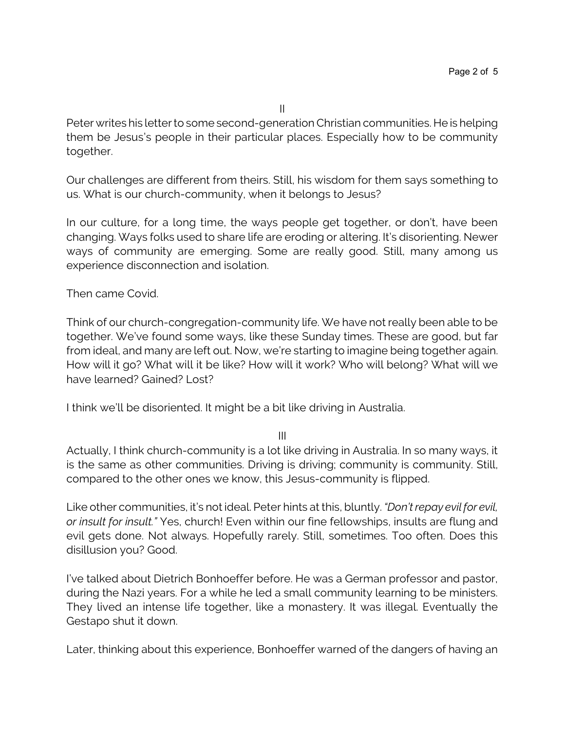II

Peter writes his letter to some second-generation Christian communities. He is helping them be Jesus's people in their particular places. Especially how to be community together.

Our challenges are different from theirs. Still, his wisdom for them says something to us. What is our church-community, when it belongs to Jesus?

In our culture, for a long time, the ways people get together, or don't, have been changing. Ways folks used to share life are eroding or altering. It's disorienting. Newer ways of community are emerging. Some are really good. Still, many among us experience disconnection and isolation.

Then came Covid.

Think of our church-congregation-community life. We have not really been able to be together. We've found some ways, like these Sunday times. These are good, but far from ideal, and many are left out. Now, we're starting to imagine being together again. How will it go? What will it be like? How will it work? Who will belong? What will we have learned? Gained? Lost?

I think we'll be disoriented. It might be a bit like driving in Australia.

III

Actually, I think church-community is a lot like driving in Australia. In so many ways, it is the same as other communities. Driving is driving; community is community. Still, compared to the other ones we know, this Jesus-community is flipped.

Like other communities, it's not ideal. Peter hints at this, bluntly. *"Don't repay evil for evil, or insult for insult."* Yes, church! Even within our fine fellowships, insults are flung and evil gets done. Not always. Hopefully rarely. Still, sometimes. Too often. Does this disillusion you? Good.

I've talked about Dietrich Bonhoeffer before. He was a German professor and pastor, during the Nazi years. For a while he led a small community learning to be ministers. They lived an intense life together, like a monastery. It was illegal. Eventually the Gestapo shut it down.

Later, thinking about this experience, Bonhoeffer warned of the dangers of having an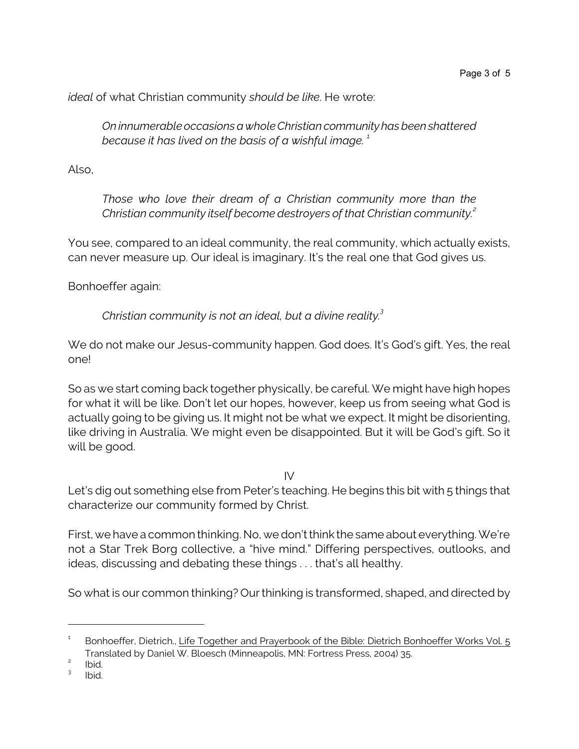*ideal* of what Christian community *should be like*. He wrote:

> *On innumerable occasions a whole Christian community has been shattered because it has lived on the basis of a wishful image.* [1]

Also,

> *Those who love their dream of a Christian community more than the Christian community itself become destroyers of that Christian community.* [2]

You see, compared to an ideal community, the real community, which actually exists, can never measure up. Our ideal is imaginary. It's the real one that God gives us.

Bonhoeffer again:

> *Christian community is not an ideal, but a divine reality.* [3]

We do not make our Jesus-community happen. God does. It's God's gift. Yes, the real one!

So as we start coming back together physically, be careful. We might have high hopes for what it will be like. Don't let our hopes, however, keep us from seeing what God is actually going to be giving us. It might not be what we expect. It might be disorienting, like driving in Australia. We might even be disappointed. But it will be God's gift. So it will be good.

## IV

Let's dig out something else from Peter's teaching. He begins this bit with 5 things that characterize our community formed by Christ.

First, we have a common thinking. No, we don't think the same about everything. We're not a Star Trek Borg collective, a "hive mind." Differing perspectives, outlooks, and ideas, discussing and debating these things . . . that's all healthy.

So what is our common thinking? Our thinking is transformed, shaped, and directed by

---

[1] Bonhoeffer, Dietrich., Life Together and Prayerbook of the Bible: Dietrich Bonhoeffer Works Vol. 5 Translated by Daniel W. Bloesch (Minneapolis, MN: Fortress Press, 2004) 35.

[2] Ibid.

[3] Ibid.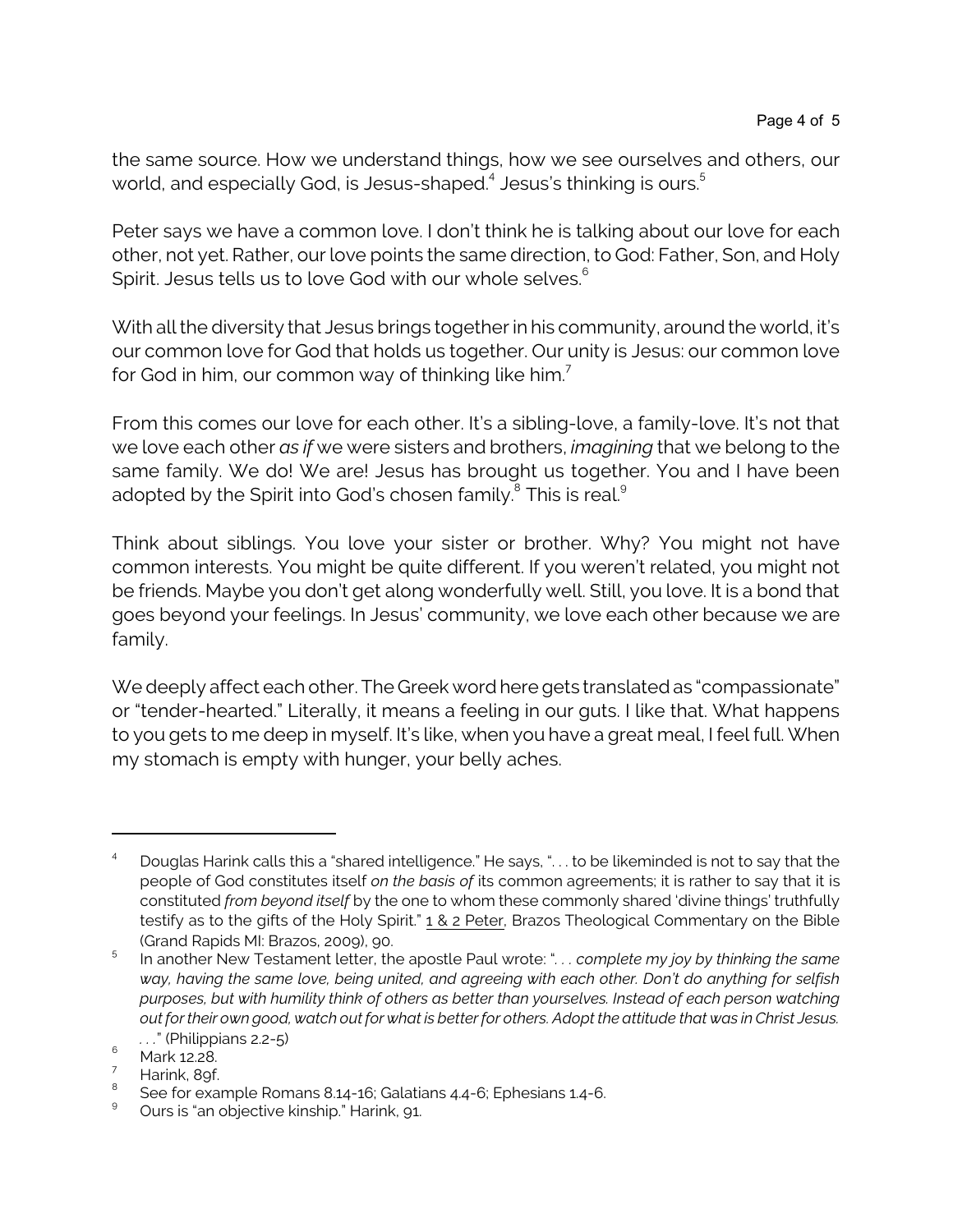the same source. How we understand things, how we see ourselves and others, our world, and especially God, is Jesus-shaped.[4] Jesus's thinking is ours.[5]

Peter says we have a common love. I don't think he is talking about our love for each other, not yet. Rather, our love points the same direction, to God: Father, Son, and Holy Spirit. Jesus tells us to love God with our whole selves.[6]

With all the diversity that Jesus brings together in his community, around the world, it's our common love for God that holds us together. Our unity is Jesus: our common love for God in him, our common way of thinking like him.[7]

From this comes our love for each other. It's a sibling-love, a family-love. It's not that we love each other *as if* we were sisters and brothers, *imagining* that we belong to the same family. We do! We are! Jesus has brought us together. You and I have been adopted by the Spirit into God's chosen family.[8] This is real.[9]

Think about siblings. You love your sister or brother. Why? You might not have common interests. You might be quite different. If you weren't related, you might not be friends. Maybe you don't get along wonderfully well. Still, you love. It is a bond that goes beyond your feelings. In Jesus' community, we love each other because we are family.

We deeply affect each other. The Greek word here gets translated as "compassionate" or "tender-hearted." Literally, it means a feeling in our guts. I like that. What happens to you gets to me deep in myself. It's like, when you have a great meal, I feel full. When my stomach is empty with hunger, your belly aches.

---

[4] Douglas Harink calls this a "shared intelligence." He says, ". . . to be likeminded is not to say that the people of God constitutes itself *on the basis of* its common agreements; it is rather to say that it is constituted *from beyond itself* by the one to whom these commonly shared 'divine things' truthfully testify as to the gifts of the Holy Spirit." 1 & 2 Peter, Brazos Theological Commentary on the Bible (Grand Rapids MI: Brazos, 2009), 90.

[5] In another New Testament letter, the apostle Paul wrote: ". . . *complete my joy by thinking the same way, having the same love, being united, and agreeing with each other. Don't do anything for selfish purposes, but with humility think of others as better than yourselves. Instead of each person watching out for their own good, watch out for what is better for others. Adopt the attitude that was in Christ Jesus.* . . ." (Philippians 2.2-5)

[6] Mark 12.28.

[7] Harink, 89f.

[8] See for example Romans 8.14-16; Galatians 4.4-6; Ephesians 1.4-6.

[9] Ours is "an objective kinship." Harink, 91.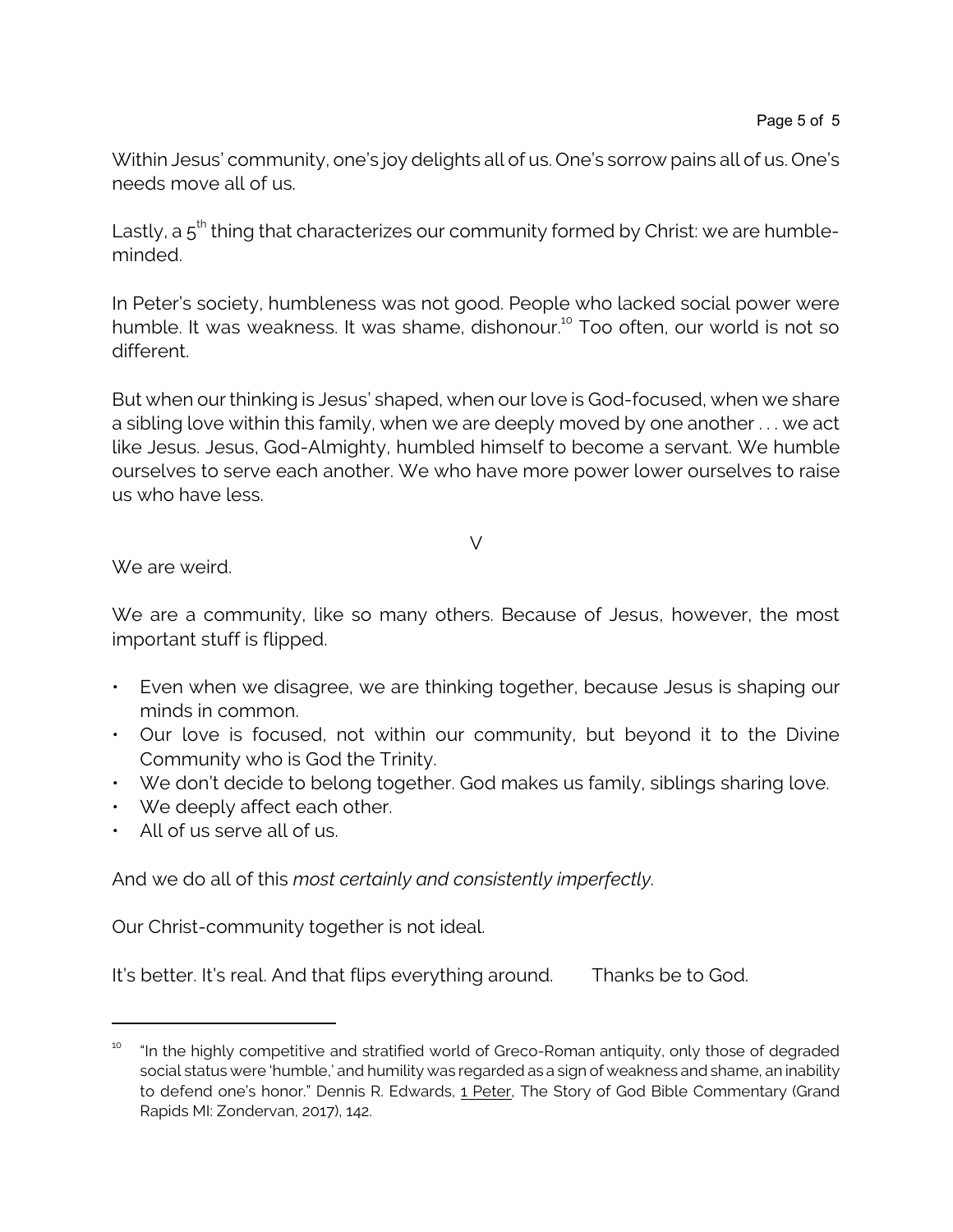Within Jesus' community, one's joy delights all of us. One's sorrow pains all of us. One's needs move all of us.

Lastly, a 5th thing that characterizes our community formed by Christ: we are humble-minded.

In Peter's society, humbleness was not good. People who lacked social power were humble. It was weakness. It was shame, dishonour.[10] Too often, our world is not so different.

But when our thinking is Jesus' shaped, when our love is God-focused, when we share a sibling love within this family, when we are deeply moved by one another . . . we act like Jesus. Jesus, God-Almighty, humbled himself to become a servant. We humble ourselves to serve each another. We who have more power lower ourselves to raise us who have less.

V

We are weird.

We are a community, like so many others. Because of Jesus, however, the most important stuff is flipped.

- Even when we disagree, we are thinking together, because Jesus is shaping our minds in common.
- Our love is focused, not within our community, but beyond it to the Divine Community who is God the Trinity.
- We don't decide to belong together. God makes us family, siblings sharing love.
- We deeply affect each other.
- All of us serve all of us.

And we do all of this *most certainly and consistently imperfectly*.

Our Christ-community together is not ideal.

It's better. It's real. And that flips everything around. Thanks be to God.

---

[10] "In the highly competitive and stratified world of Greco-Roman antiquity, only those of degraded social status were 'humble,' and humility was regarded as a sign of weakness and shame, an inability to defend one's honor." Dennis R. Edwards, 1 Peter, The Story of God Bible Commentary (Grand Rapids MI: Zondervan, 2017), 142.